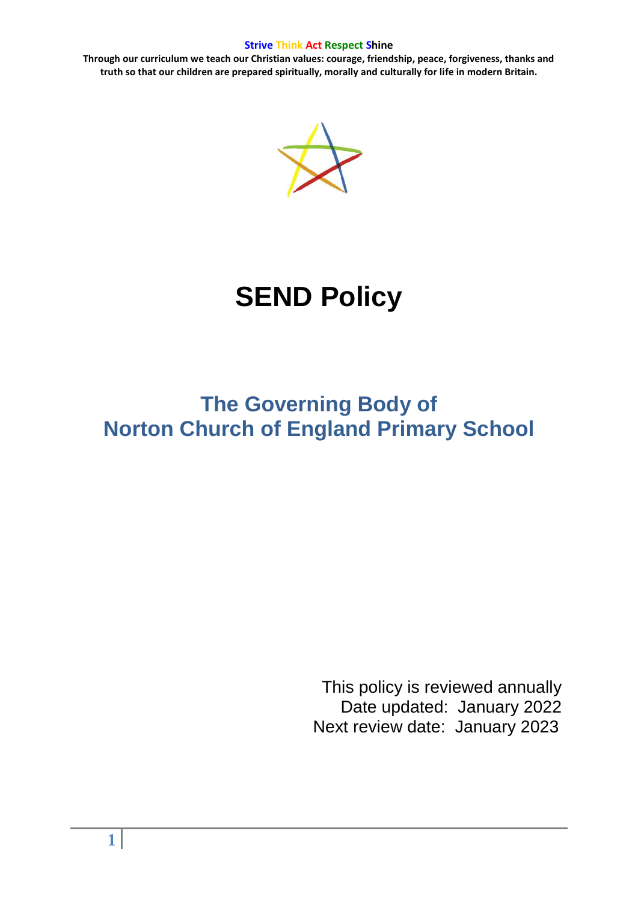**Strive Think Act Respect Shine**

**Through our curriculum we teach our Christian values: courage, friendship, peace, forgiveness, thanks and truth so that our children are prepared spiritually, morally and culturally for life in modern Britain.**

# SEND Policy

## The Governing Body of Norton Church of England Primary School

This policy is reviewed annually

Date updated: January 2022

Next review date: January 2023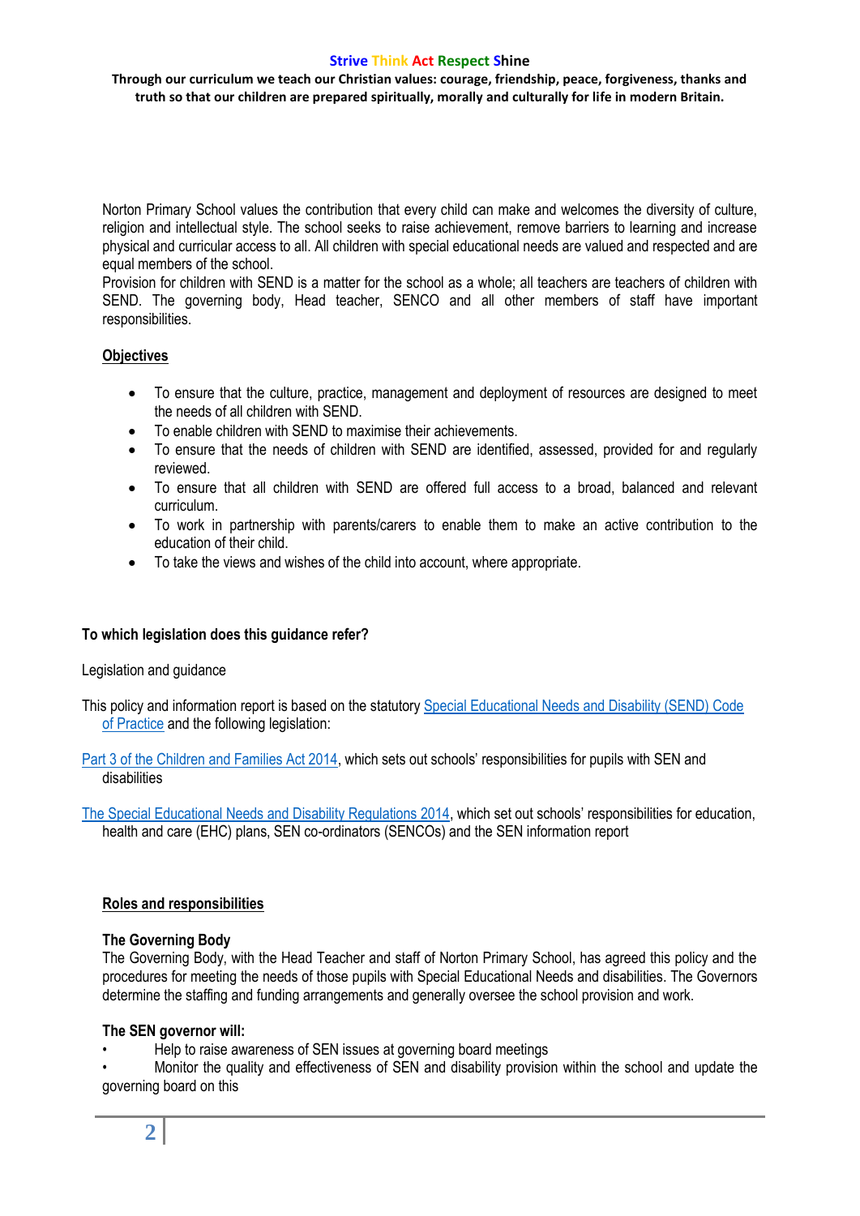Norton Primary School values the contribution that every child can make and welcomes the diversity of culture, religion and intellectual style. The school seeks to raise achievement, remove barriers to learning and increase physical and curricular access to all. All children with special educational needs are valued and respected and are equal members of the school.

Provision for children with SEND is a matter for the school as a whole; all teachers are teachers of children with SEND. The governing body, Head teacher, SENCO and all other members of staff have important responsibilities.

**Objectives**

- To ensure that the culture, practice, management and deployment of resources are designed to meet the needs of all children with SEND.
- To enable children with SEND to maximise their achievements.
- To ensure that the needs of children with SEND are identified, assessed, provided for and regularly reviewed.
- To ensure that all children with SEND are offered full access to a broad, balanced and relevant curriculum.
- To work in partnership with parents/carers to enable them to make an active contribution to the education of their child.
- To take the views and wishes of the child into account, where appropriate.

**To which legislation does this guidance refer?**

Legislation and guidance

This policy and information report is based on the statutory Special Educational Needs and Disability (SEND) Code of Practice and the following legislation:

Part 3 of the Children and Families Act 2014, which sets out schools' responsibilities for pupils with SEN and disabilities

The Special Educational Needs and Disability Regulations 2014, which set out schools' responsibilities for education, health and care (EHC) plans, SEN co-ordinators (SENCOs) and the SEN information report

**Roles and responsibilities**

**The Governing Body**

The Governing Body, with the Head Teacher and staff of Norton Primary School, has agreed this policy and the procedures for meeting the needs of those pupils with Special Educational Needs and disabilities. The Governors determine the staffing and funding arrangements and generally oversee the school provision and work.

**The SEN governor will:**

- Help to raise awareness of SEN issues at governing board meetings
- Monitor the quality and effectiveness of SEN and disability provision within the school and update the governing board on this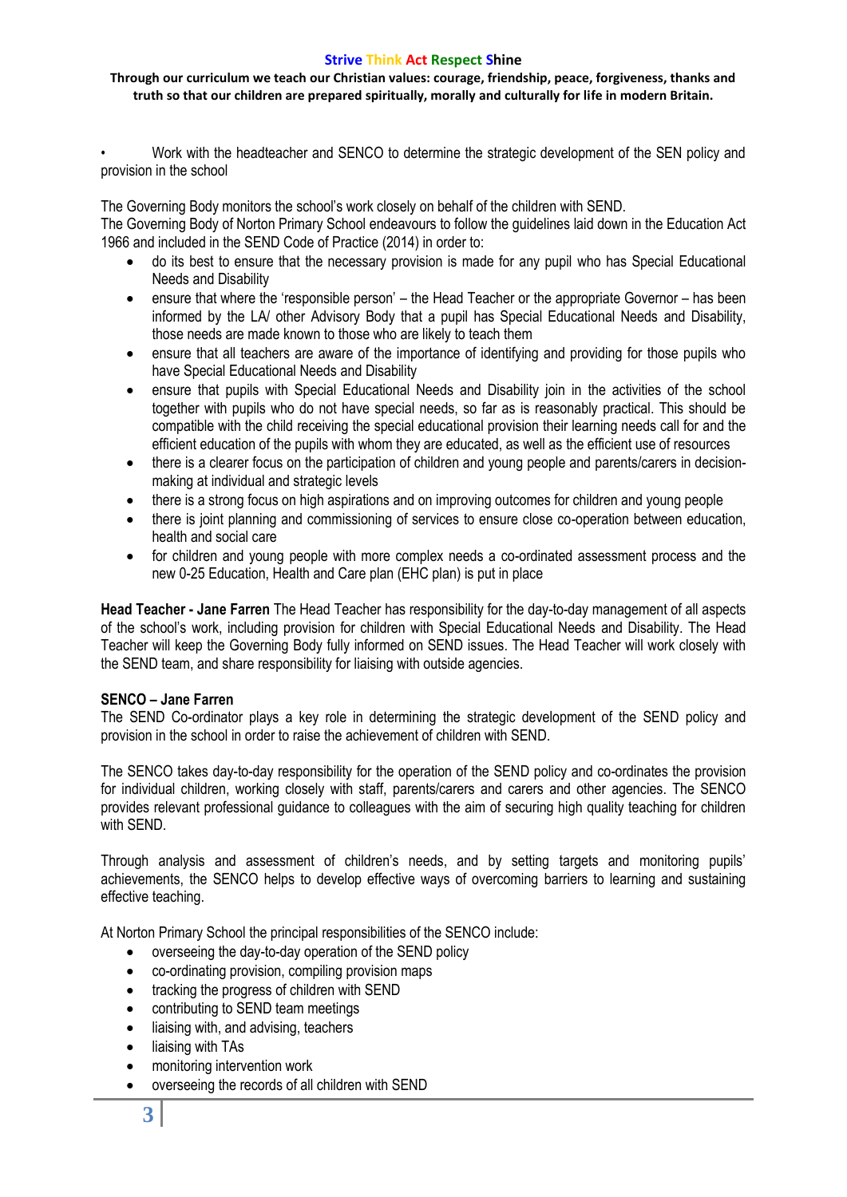- Work with the headteacher and SENCO to determine the strategic development of the SEN policy and provision in the school

The Governing Body monitors the school's work closely on behalf of the children with SEND.
The Governing Body of Norton Primary School endeavours to follow the guidelines laid down in the Education Act 1966 and included in the SEND Code of Practice (2014) in order to:

- do its best to ensure that the necessary provision is made for any pupil who has Special Educational Needs and Disability
- ensure that where the 'responsible person' – the Head Teacher or the appropriate Governor – has been informed by the LA/ other Advisory Body that a pupil has Special Educational Needs and Disability, those needs are made known to those who are likely to teach them
- ensure that all teachers are aware of the importance of identifying and providing for those pupils who have Special Educational Needs and Disability
- ensure that pupils with Special Educational Needs and Disability join in the activities of the school together with pupils who do not have special needs, so far as is reasonably practical. This should be compatible with the child receiving the special educational provision their learning needs call for and the efficient education of the pupils with whom they are educated, as well as the efficient use of resources
- there is a clearer focus on the participation of children and young people and parents/carers in decision-making at individual and strategic levels
- there is a strong focus on high aspirations and on improving outcomes for children and young people
- there is joint planning and commissioning of services to ensure close co-operation between education, health and social care
- for children and young people with more complex needs a co-ordinated assessment process and the new 0-25 Education, Health and Care plan (EHC plan) is put in place

**Head Teacher - Jane Farren** The Head Teacher has responsibility for the day-to-day management of all aspects of the school's work, including provision for children with Special Educational Needs and Disability. The Head Teacher will keep the Governing Body fully informed on SEND issues. The Head Teacher will work closely with the SEND team, and share responsibility for liaising with outside agencies.

**SENCO – Jane Farren**
The SEND Co-ordinator plays a key role in determining the strategic development of the SEND policy and provision in the school in order to raise the achievement of children with SEND.

The SENCO takes day-to-day responsibility for the operation of the SEND policy and co-ordinates the provision for individual children, working closely with staff, parents/carers and carers and other agencies. The SENCO provides relevant professional guidance to colleagues with the aim of securing high quality teaching for children with SEND.

Through analysis and assessment of children's needs, and by setting targets and monitoring pupils' achievements, the SENCO helps to develop effective ways of overcoming barriers to learning and sustaining effective teaching.

At Norton Primary School the principal responsibilities of the SENCO include:

- overseeing the day-to-day operation of the SEND policy
- co-ordinating provision, compiling provision maps
- tracking the progress of children with SEND
- contributing to SEND team meetings
- liaising with, and advising, teachers
- liaising with TAs
- monitoring intervention work
- overseeing the records of all children with SEND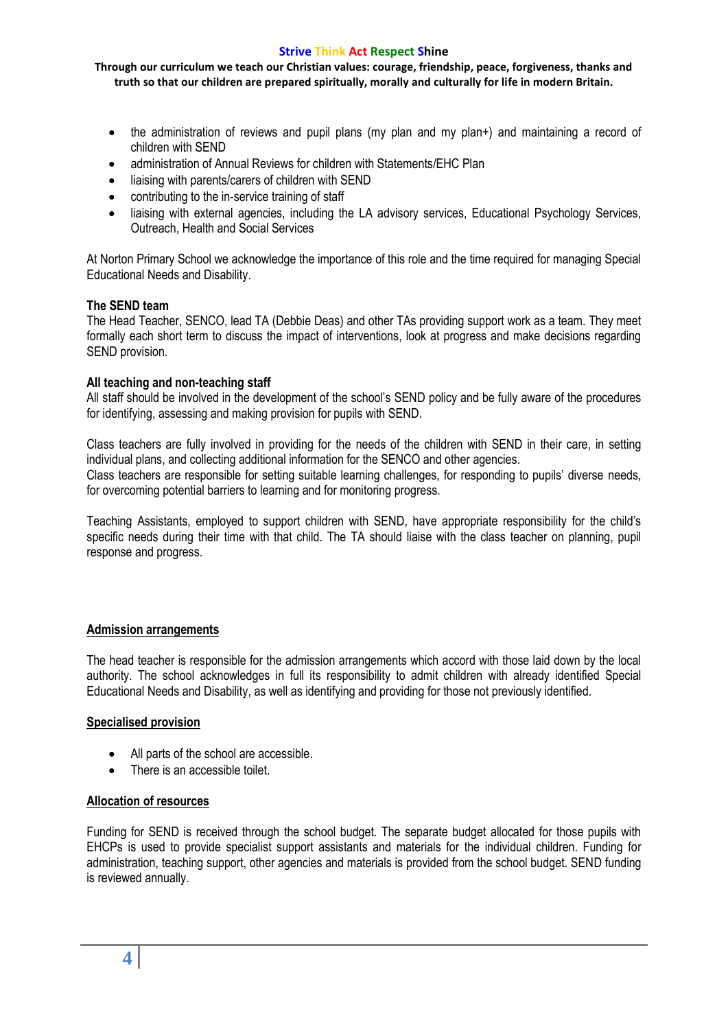- the administration of reviews and pupil plans (my plan and my plan+) and maintaining a record of children with SEND
- administration of Annual Reviews for children with Statements/EHC Plan
- liaising with parents/carers of children with SEND
- contributing to the in-service training of staff
- liaising with external agencies, including the LA advisory services, Educational Psychology Services, Outreach, Health and Social Services

At Norton Primary School we acknowledge the importance of this role and the time required for managing Special Educational Needs and Disability.

**The SEND team**
The Head Teacher, SENCO, lead TA (Debbie Deas) and other TAs providing support work as a team. They meet formally each short term to discuss the impact of interventions, look at progress and make decisions regarding SEND provision.

**All teaching and non-teaching staff**
All staff should be involved in the development of the school's SEND policy and be fully aware of the procedures for identifying, assessing and making provision for pupils with SEND.

Class teachers are fully involved in providing for the needs of the children with SEND in their care, in setting individual plans, and collecting additional information for the SENCO and other agencies.
Class teachers are responsible for setting suitable learning challenges, for responding to pupils' diverse needs, for overcoming potential barriers to learning and for monitoring progress.

Teaching Assistants, employed to support children with SEND, have appropriate responsibility for the child's specific needs during their time with that child. The TA should liaise with the class teacher on planning, pupil response and progress.

## Admission arrangements

The head teacher is responsible for the admission arrangements which accord with those laid down by the local authority. The school acknowledges in full its responsibility to admit children with already identified Special Educational Needs and Disability, as well as identifying and providing for those not previously identified.

## Specialised provision

- All parts of the school are accessible.
- There is an accessible toilet.

## Allocation of resources

Funding for SEND is received through the school budget. The separate budget allocated for those pupils with EHCPs is used to provide specialist support assistants and materials for the individual children. Funding for administration, teaching support, other agencies and materials is provided from the school budget. SEND funding is reviewed annually.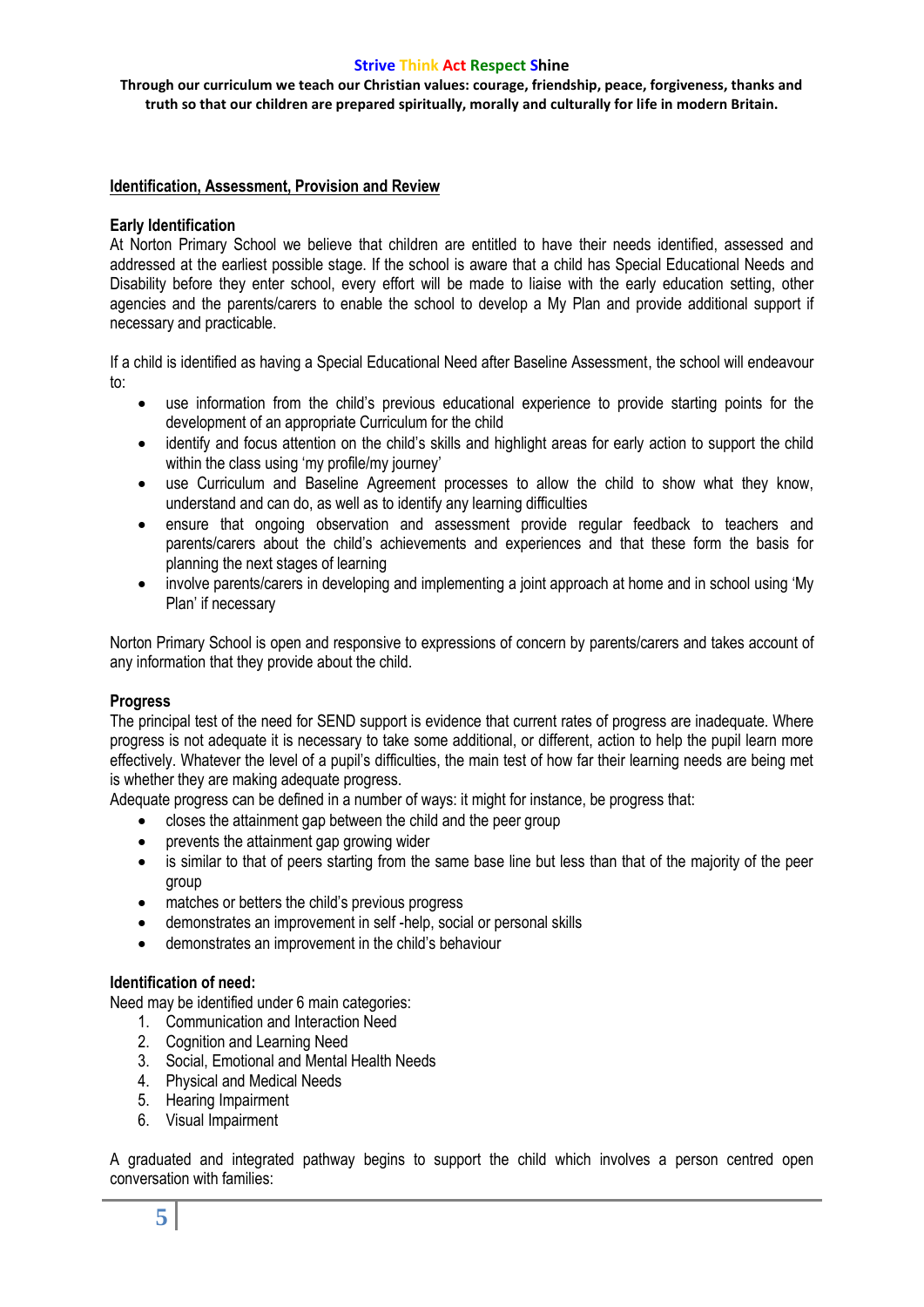## Identification, Assessment, Provision and Review

**Early Identification**

At Norton Primary School we believe that children are entitled to have their needs identified, assessed and addressed at the earliest possible stage. If the school is aware that a child has Special Educational Needs and Disability before they enter school, every effort will be made to liaise with the early education setting, other agencies and the parents/carers to enable the school to develop a My Plan and provide additional support if necessary and practicable.

If a child is identified as having a Special Educational Need after Baseline Assessment, the school will endeavour to:

- use information from the child's previous educational experience to provide starting points for the development of an appropriate Curriculum for the child
- identify and focus attention on the child's skills and highlight areas for early action to support the child within the class using 'my profile/my journey'
- use Curriculum and Baseline Agreement processes to allow the child to show what they know, understand and can do, as well as to identify any learning difficulties
- ensure that ongoing observation and assessment provide regular feedback to teachers and parents/carers about the child's achievements and experiences and that these form the basis for planning the next stages of learning
- involve parents/carers in developing and implementing a joint approach at home and in school using 'My Plan' if necessary

Norton Primary School is open and responsive to expressions of concern by parents/carers and takes account of any information that they provide about the child.

**Progress**

The principal test of the need for SEND support is evidence that current rates of progress are inadequate. Where progress is not adequate it is necessary to take some additional, or different, action to help the pupil learn more effectively. Whatever the level of a pupil's difficulties, the main test of how far their learning needs are being met is whether they are making adequate progress.

Adequate progress can be defined in a number of ways: it might for instance, be progress that:

- closes the attainment gap between the child and the peer group
- prevents the attainment gap growing wider
- is similar to that of peers starting from the same base line but less than that of the majority of the peer group
- matches or betters the child's previous progress
- demonstrates an improvement in self -help, social or personal skills
- demonstrates an improvement in the child's behaviour

**Identification of need:**

Need may be identified under 6 main categories:

1. Communication and Interaction Need
2. Cognition and Learning Need
3. Social, Emotional and Mental Health Needs
4. Physical and Medical Needs
5. Hearing Impairment
6. Visual Impairment

A graduated and integrated pathway begins to support the child which involves a person centred open conversation with families: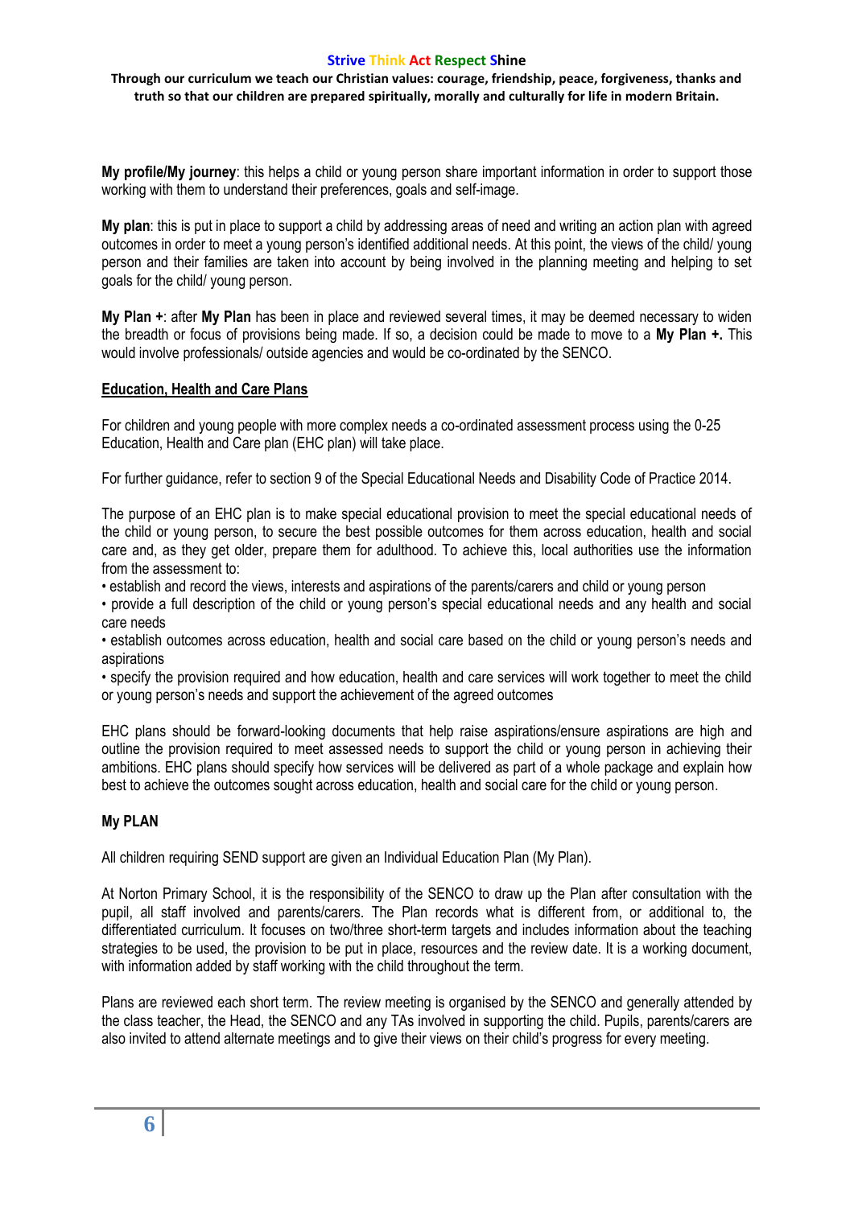**My profile/My journey**: this helps a child or young person share important information in order to support those working with them to understand their preferences, goals and self-image.

**My plan**: this is put in place to support a child by addressing areas of need and writing an action plan with agreed outcomes in order to meet a young person's identified additional needs. At this point, the views of the child/ young person and their families are taken into account by being involved in the planning meeting and helping to set goals for the child/ young person.

**My Plan +**: after **My Plan** has been in place and reviewed several times, it may be deemed necessary to widen the breadth or focus of provisions being made. If so, a decision could be made to move to a **My Plan +.** This would involve professionals/ outside agencies and would be co-ordinated by the SENCO.

## Education, Health and Care Plans

For children and young people with more complex needs a co-ordinated assessment process using the 0-25 Education, Health and Care plan (EHC plan) will take place.

For further guidance, refer to section 9 of the Special Educational Needs and Disability Code of Practice 2014.

The purpose of an EHC plan is to make special educational provision to meet the special educational needs of the child or young person, to secure the best possible outcomes for them across education, health and social care and, as they get older, prepare them for adulthood. To achieve this, local authorities use the information from the assessment to:

- establish and record the views, interests and aspirations of the parents/carers and child or young person
- provide a full description of the child or young person's special educational needs and any health and social care needs
- establish outcomes across education, health and social care based on the child or young person's needs and aspirations
- specify the provision required and how education, health and care services will work together to meet the child or young person's needs and support the achievement of the agreed outcomes

EHC plans should be forward-looking documents that help raise aspirations/ensure aspirations are high and outline the provision required to meet assessed needs to support the child or young person in achieving their ambitions. EHC plans should specify how services will be delivered as part of a whole package and explain how best to achieve the outcomes sought across education, health and social care for the child or young person.

## My PLAN

All children requiring SEND support are given an Individual Education Plan (My Plan).

At Norton Primary School, it is the responsibility of the SENCO to draw up the Plan after consultation with the pupil, all staff involved and parents/carers. The Plan records what is different from, or additional to, the differentiated curriculum. It focuses on two/three short-term targets and includes information about the teaching strategies to be used, the provision to be put in place, resources and the review date. It is a working document, with information added by staff working with the child throughout the term.

Plans are reviewed each short term. The review meeting is organised by the SENCO and generally attended by the class teacher, the Head, the SENCO and any TAs involved in supporting the child. Pupils, parents/carers are also invited to attend alternate meetings and to give their views on their child's progress for every meeting.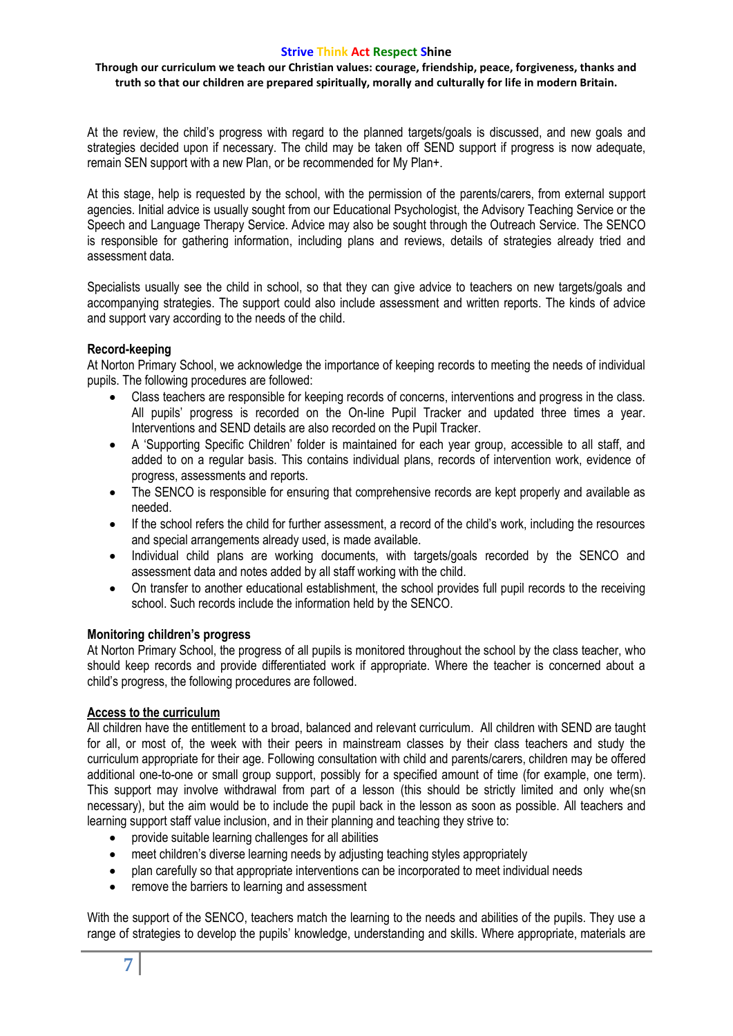At the review, the child's progress with regard to the planned targets/goals is discussed, and new goals and strategies decided upon if necessary. The child may be taken off SEND support if progress is now adequate, remain SEN support with a new Plan, or be recommended for My Plan+.

At this stage, help is requested by the school, with the permission of the parents/carers, from external support agencies. Initial advice is usually sought from our Educational Psychologist, the Advisory Teaching Service or the Speech and Language Therapy Service. Advice may also be sought through the Outreach Service. The SENCO is responsible for gathering information, including plans and reviews, details of strategies already tried and assessment data.

Specialists usually see the child in school, so that they can give advice to teachers on new targets/goals and accompanying strategies. The support could also include assessment and written reports. The kinds of advice and support vary according to the needs of the child.

**Record-keeping**

At Norton Primary School, we acknowledge the importance of keeping records to meeting the needs of individual pupils. The following procedures are followed:

- Class teachers are responsible for keeping records of concerns, interventions and progress in the class. All pupils' progress is recorded on the On-line Pupil Tracker and updated three times a year. Interventions and SEND details are also recorded on the Pupil Tracker.
- A 'Supporting Specific Children' folder is maintained for each year group, accessible to all staff, and added to on a regular basis. This contains individual plans, records of intervention work, evidence of progress, assessments and reports.
- The SENCO is responsible for ensuring that comprehensive records are kept properly and available as needed.
- If the school refers the child for further assessment, a record of the child's work, including the resources and special arrangements already used, is made available.
- Individual child plans are working documents, with targets/goals recorded by the SENCO and assessment data and notes added by all staff working with the child.
- On transfer to another educational establishment, the school provides full pupil records to the receiving school. Such records include the information held by the SENCO.

**Monitoring children's progress**

At Norton Primary School, the progress of all pupils is monitored throughout the school by the class teacher, who should keep records and provide differentiated work if appropriate. Where the teacher is concerned about a child's progress, the following procedures are followed.

**Access to the curriculum**

All children have the entitlement to a broad, balanced and relevant curriculum. All children with SEND are taught for all, or most of, the week with their peers in mainstream classes by their class teachers and study the curriculum appropriate for their age. Following consultation with child and parents/carers, children may be offered additional one-to-one or small group support, possibly for a specified amount of time (for example, one term). This support may involve withdrawal from part of a lesson (this should be strictly limited and only whe(sn necessary), but the aim would be to include the pupil back in the lesson as soon as possible. All teachers and learning support staff value inclusion, and in their planning and teaching they strive to:

- provide suitable learning challenges for all abilities
- meet children's diverse learning needs by adjusting teaching styles appropriately
- plan carefully so that appropriate interventions can be incorporated to meet individual needs
- remove the barriers to learning and assessment

With the support of the SENCO, teachers match the learning to the needs and abilities of the pupils. They use a range of strategies to develop the pupils' knowledge, understanding and skills. Where appropriate, materials are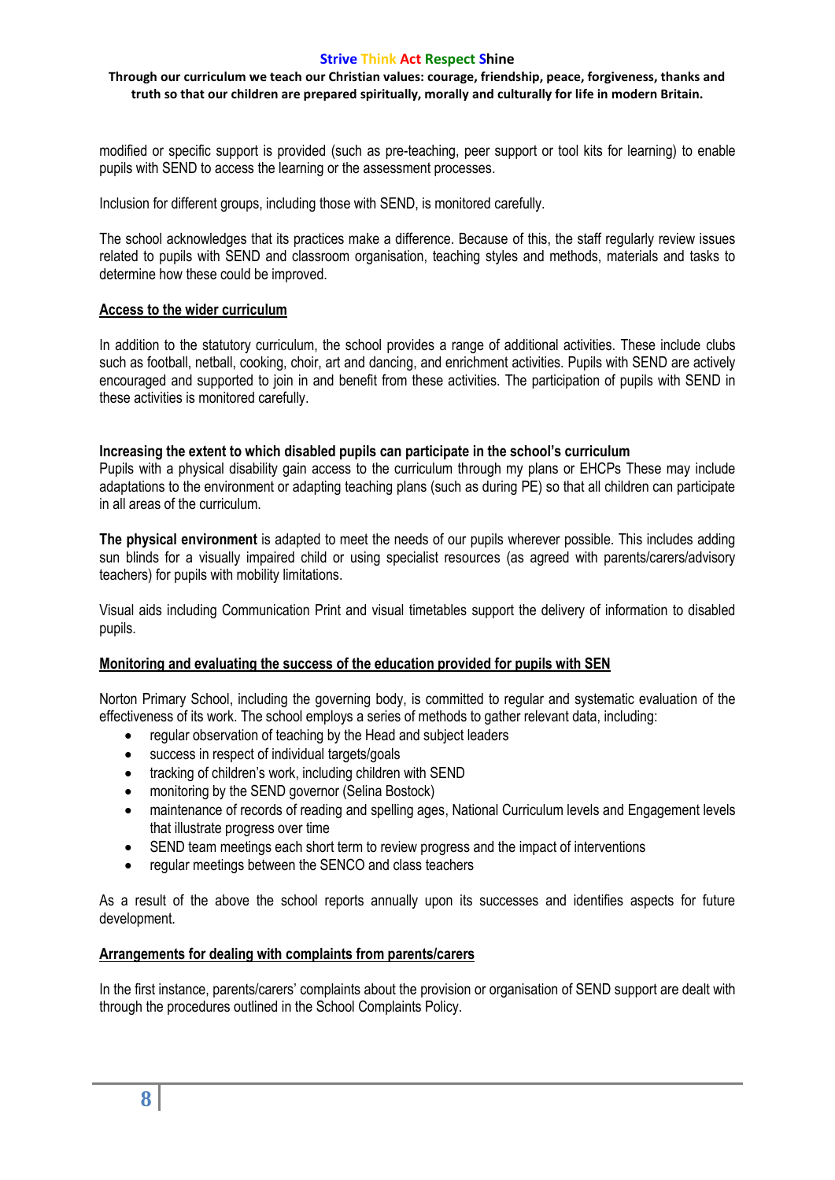modified or specific support is provided (such as pre-teaching, peer support or tool kits for learning) to enable pupils with SEND to access the learning or the assessment processes.

Inclusion for different groups, including those with SEND, is monitored carefully.

The school acknowledges that its practices make a difference. Because of this, the staff regularly review issues related to pupils with SEND and classroom organisation, teaching styles and methods, materials and tasks to determine how these could be improved.

## Access to the wider curriculum

In addition to the statutory curriculum, the school provides a range of additional activities. These include clubs such as football, netball, cooking, choir, art and dancing, and enrichment activities. Pupils with SEND are actively encouraged and supported to join in and benefit from these activities. The participation of pupils with SEND in these activities is monitored carefully.

**Increasing the extent to which disabled pupils can participate in the school's curriculum**

Pupils with a physical disability gain access to the curriculum through my plans or EHCPs These may include adaptations to the environment or adapting teaching plans (such as during PE) so that all children can participate in all areas of the curriculum.

**The physical environment** is adapted to meet the needs of our pupils wherever possible. This includes adding sun blinds for a visually impaired child or using specialist resources (as agreed with parents/carers/advisory teachers) for pupils with mobility limitations.

Visual aids including Communication Print and visual timetables support the delivery of information to disabled pupils.

## Monitoring and evaluating the success of the education provided for pupils with SEN

Norton Primary School, including the governing body, is committed to regular and systematic evaluation of the effectiveness of its work. The school employs a series of methods to gather relevant data, including:

- regular observation of teaching by the Head and subject leaders
- success in respect of individual targets/goals
- tracking of children's work, including children with SEND
- monitoring by the SEND governor (Selina Bostock)
- maintenance of records of reading and spelling ages, National Curriculum levels and Engagement levels that illustrate progress over time
- SEND team meetings each short term to review progress and the impact of interventions
- regular meetings between the SENCO and class teachers

As a result of the above the school reports annually upon its successes and identifies aspects for future development.

## Arrangements for dealing with complaints from parents/carers

In the first instance, parents/carers' complaints about the provision or organisation of SEND support are dealt with through the procedures outlined in the School Complaints Policy.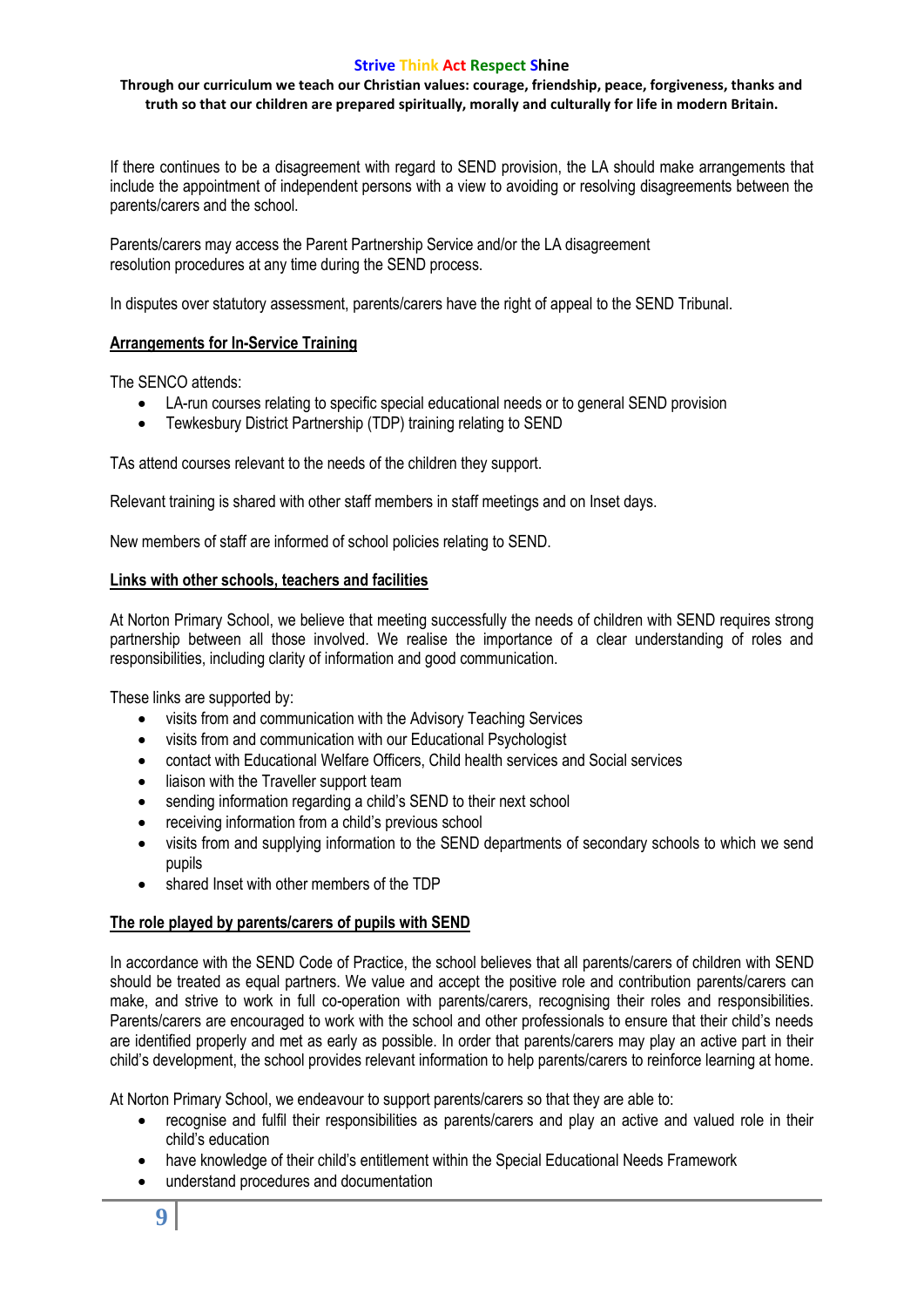If there continues to be a disagreement with regard to SEND provision, the LA should make arrangements that include the appointment of independent persons with a view to avoiding or resolving disagreements between the parents/carers and the school.

Parents/carers may access the Parent Partnership Service and/or the LA disagreement resolution procedures at any time during the SEND process.

In disputes over statutory assessment, parents/carers have the right of appeal to the SEND Tribunal.

**Arrangements for In-Service Training**

The SENCO attends:

- LA-run courses relating to specific special educational needs or to general SEND provision
- Tewkesbury District Partnership (TDP) training relating to SEND

TAs attend courses relevant to the needs of the children they support.

Relevant training is shared with other staff members in staff meetings and on Inset days.

New members of staff are informed of school policies relating to SEND.

**Links with other schools, teachers and facilities**

At Norton Primary School, we believe that meeting successfully the needs of children with SEND requires strong partnership between all those involved. We realise the importance of a clear understanding of roles and responsibilities, including clarity of information and good communication.

These links are supported by:

- visits from and communication with the Advisory Teaching Services
- visits from and communication with our Educational Psychologist
- contact with Educational Welfare Officers, Child health services and Social services
- liaison with the Traveller support team
- sending information regarding a child's SEND to their next school
- receiving information from a child's previous school
- visits from and supplying information to the SEND departments of secondary schools to which we send pupils
- shared Inset with other members of the TDP

**The role played by parents/carers of pupils with SEND**

In accordance with the SEND Code of Practice, the school believes that all parents/carers of children with SEND should be treated as equal partners. We value and accept the positive role and contribution parents/carers can make, and strive to work in full co-operation with parents/carers, recognising their roles and responsibilities. Parents/carers are encouraged to work with the school and other professionals to ensure that their child's needs are identified properly and met as early as possible. In order that parents/carers may play an active part in their child's development, the school provides relevant information to help parents/carers to reinforce learning at home.

At Norton Primary School, we endeavour to support parents/carers so that they are able to:

- recognise and fulfil their responsibilities as parents/carers and play an active and valued role in their child's education
- have knowledge of their child's entitlement within the Special Educational Needs Framework
- understand procedures and documentation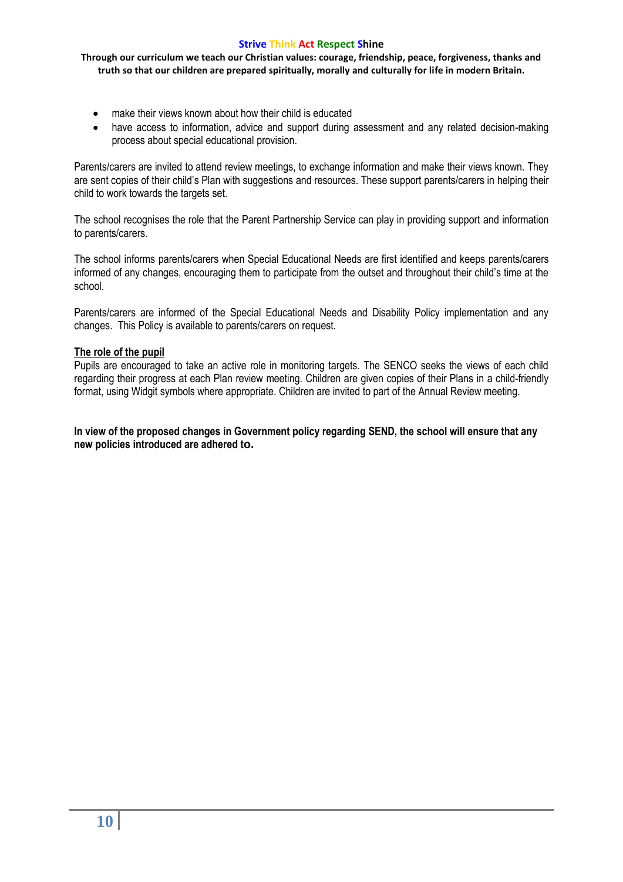- make their views known about how their child is educated
- have access to information, advice and support during assessment and any related decision-making process about special educational provision.

Parents/carers are invited to attend review meetings, to exchange information and make their views known. They are sent copies of their child's Plan with suggestions and resources. These support parents/carers in helping their child to work towards the targets set.

The school recognises the role that the Parent Partnership Service can play in providing support and information to parents/carers.

The school informs parents/carers when Special Educational Needs are first identified and keeps parents/carers informed of any changes, encouraging them to participate from the outset and throughout their child's time at the school.

Parents/carers are informed of the Special Educational Needs and Disability Policy implementation and any changes. This Policy is available to parents/carers on request.

**The role of the pupil**

Pupils are encouraged to take an active role in monitoring targets. The SENCO seeks the views of each child regarding their progress at each Plan review meeting. Children are given copies of their Plans in a child-friendly format, using Widgit symbols where appropriate. Children are invited to part of the Annual Review meeting.

**In view of the proposed changes in Government policy regarding SEND, the school will ensure that any new policies introduced are adhered to.**